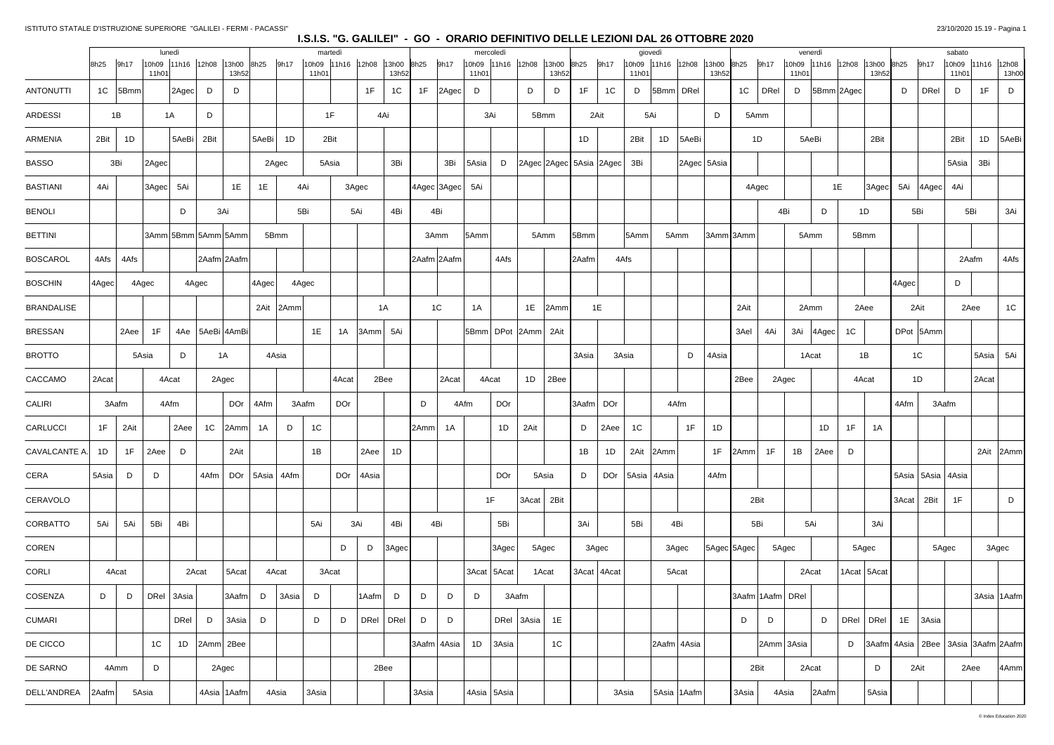# I.S.I.S. "G. GALILEI" - GO - ORARIO DEFINITIVO DELLE LEZIONI DAL 26 OTTOBRE 2020

| | lunedì | | | | | | martedì | | | | | | mercoledì | | | | | | giovedì | | | | | | venerdì | | | | | | sabato | | | | |
|---|---|---|---|---|---|---|---|---|---|---|---|---|---|---|---|---|---|---|---|---|---|---|---|---|---|---|---|---|---|---|---|---|---|---|---|
| | 8h25 | 9h17 | 10h09 11h01 | 11h16 | 12h08 | 13h00 13h52 | 8h25 | 9h17 | 10h09 11h01 | 11h16 | 12h08 | 13h00 13h52 | 8h25 | 9h17 | 10h09 11h01 | 11h16 | 12h08 | 13h00 13h52 | 8h25 | 9h17 | 10h09 11h01 | 11h16 | 12h08 | 13h00 13h52 | 8h25 | 9h17 | 10h09 11h01 | 11h16 | 12h08 | 13h00 13h52 | 8h25 | 9h17 | 10h09 11h01 | 11h16 | 12h08 13h00 |
| ANTONUTTI | 1C | 5Bmm | | 2Agec | D | D | | | | | 1F | 1C | 1F | 2Agec | D | | D | D | 1F | 1C | D | 5Bmm | DRel | | 1C | DRel | D | 5Bmm | 2Agec | | D | DRel | D | 1F | D |
| ARDESSI | 1B | | 1A | | D | | | | 1F | | 4Ai | | | | 3Ai | | 5Bmm | | 2Ait | | 5Ai | | | D | 5Amm | | | | | | | | | | |
| ARMENIA | 2Bit | 1D | | 5AeBi | 2Bit | | 5AeBi | 1D | 2Bit | | | | | | | | | | 1D | | 2Bit | 1D | 5AeBi | | 1D | | 5AeBi | | | 2Bit | | | 2Bit | 1D | 5AeBi |
| BASSO | 3Bi | | 2Agec | | | | 2Agec | | 5Asia | | | 3Bi | | 3Bi | 5Asia | D | 2Agec | 2Agec | 5Asia | 2Agec | 3Bi | | 2Agec | 5Asia | | | | | | | | | 5Asia | 3Bi | |
| BASTIANI | 4Ai | | 3Agec | 5Ai | | 1E | 1E | 4Ai | | 3Agec | | | 4Agec | 3Agec | 5Ai | | | | | | | | | | 4Agec | | | 1E | | 3Agec | 5Ai | 4Agec | 4Ai | | |
| BENOLI | | | | D | 3Ai | | | 5Bi | | 5Ai | | 4Bi | 4Bi | | | | | | | | | | | | | 4Bi | | D | 1D | | 5Bi | | 5Bi | | 3Ai |
| BETTINI | | | 3Amm | 5Bmm | 5Amm | 5Amm | 5Bmm | | | | | | 3Amm | | 5Amm | | 5Amm | | 5Bmm | | 5Amm | 5Amm | | 3Amm | 3Amm | | 5Amm | | 5Bmm | | | | | | |
| BOSCAROL | 4Afs | 4Afs | | | 2Aafm | 2Aafm | | | | | | | 2Aafm | 2Aafm | | 4Afs | | | 2Aafm | 4Afs | | | | | | | | | | | | | 2Aafm | | 4Afs |
| BOSCHIN | 4Agec | 4Agec | | 4Agec | | | 4Agec | 4Agec | | | | | | | | | | | | | | | | | | | | | | | 4Agec | | D | | |
| BRANDALISE | | | | | | | 2Ait | 2Amm | | | 1A | | 1C | | 1A | | 1E | 2Amm | 1E | | | | | | 2Ait | | 2Amm | | 2Aee | | 2Ait | | 2Aee | | 1C |
| BRESSAN | | 2Aee | 1F | 4Ae | 5AeBi | 4AmBi | | | 1E | 1A | 3Amm | 5Ai | | | 5Bmm | DPot | 2Amm | 2Ait | | | | | | | 3Ael | 4Ai | 3Ai | 4Agec | 1C | | DPot | 5Amm | | | |
| BROTTO | | 5Asia | | D | 1A | | 4Asia | | | | | | | | | | | | 3Asia | 3Asia | | | D | 4Asia | | | 1Acat | | 1B | | 1C | | | 5Asia | 5Ai |
| CACCAMO | 2Acat | | 4Acat | | 2Agec | | | | | 4Acat | 2Bee | | | 2Acat | 4Acat | | 1D | 2Bee | | | | | | | 2Bee | 2Agec | | | 4Acat | | 1D | | | 2Acat | |
| CALIRI | 3Aafm | | 4Afm | | | DOr | 4Afm | 3Aafm | | DOr | | | D | 4Afm | | DOr | | | 3Aafm | DOr | | 4Afm | | | | | | | | | 4Afm | 3Aafm | | | |
| CARLUCCI | 1F | 2Ait | | 2Aee | 1C | 2Amm | 1A | D | 1C | | | | 2Amm | 1A | | 1D | 2Ait | | D | 2Aee | 1C | | 1F | 1D | | | | 1D | 1F | 1A | | | | | |
| CAVALCANTE A. | 1D | 1F | 2Aee | D | | 2Ait | | | 1B | | 2Aee | 1D | | | | | | | 1B | 1D | 2Ait | 2Amm | | 1F | 2Amm | 1F | 1B | 2Aee | D | | | | | 2Ait | 2Amm |
| CERA | 5Asia | D | D | | 4Afm | DOr | 5Asia | 4Afm | | DOr | 4Asia | | | | | DOr | 5Asia | | D | DOr | 5Asia | 4Asia | | 4Afm | | | | | | | 5Asia | 5Asia | 4Asia | | |
| CERAVOLO | | | | | | | | | | | | | | | | 1F | 3Acat | 2Bit | | | | | | | 2Bit | | | | | | 3Acat | 2Bit | 1F | | D |
| CORBATTO | 5Ai | 5Ai | 5Bi | 4Bi | | | | | 5Ai | 3Ai | | 4Bi | 4Bi | | | 5Bi | | | 3Ai | | 5Bi | 4Bi | | | 5Bi | | 5Ai | | | 3Ai | | | | | |
| COREN | | | | | | | | | | D | D | 3Agec | | | | 3Agec | 5Agec | | 3Agec | | | 3Agec | | 5Agec | 5Agec | 5Agec | | | 5Agec | | | 5Agec | | 3Agec | |
| CORLI | 4Acat | | | 2Acat | | 5Acat | 4Acat | | 3Acat | | | | | | 3Acat | 5Acat | 1Acat | | 3Acat | 4Acat | | 5Acat | | | | | | 2Acat | 1Acat | 5Acat | | | | | |
| COSENZA | D | D | DRel | 3Asia | | 3Aafm | D | 3Asia | D | | 1Aafm | D | D | D | D | 3Aafm | | | | | | | | | 3Aafm | 1Aafm | DRel | | | | | | | 3Asia | 1Aafm |
| CUMARI | | | | DRel | D | 3Asia | D | | D | D | DRel | DRel | D | D | | DRel | 3Asia | 1E | | | | | | | D | D | | D | DRel | DRel | 1E | 3Asia | | | |
| DE CICCO | | | 1C | 1D | 2Amm | 2Bee | | | | | | | 3Aafm | 4Asia | 1D | 3Asia | | 1C | | | | 2Aafm | 4Asia | | | 2Amm | 3Asia | | D | 3Aafm | 4Asia | 2Bee | 3Asia | 3Aafm | 2Aafm |
| DE SARNO | 4Amm | | D | | 2Agec | | | | | | 2Bee | | | | | | | | | | | | | | 2Bit | | 2Acat | | | D | 2Ait | | 2Aee | | 4Amm |
| DELL'ANDREA | 2Aafm | 5Asia | | | 4Asia | 1Aafm | 4Asia | | 3Asia | | | | 3Asia | | 4Asia | 5Asia | | | | | 3Asia | 5Asia | 1Aafm | | 3Asia | 4Asia | | 2Aafm | | 5Asia | | | | | |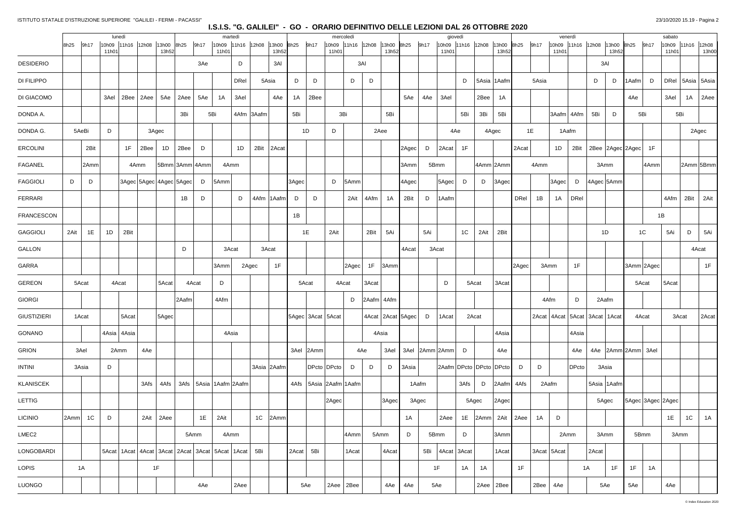## I.S.I.S. "G. GALILEI" - GO - ORARIO DEFINITIVO DELLE LEZIONI DAL 26 OTTOBRE 2020

| | lunedì | | | | | | martedì | | | | | | mercoledì | | | | | | giovedì | | | | | | venerdì | | | | | | sabato | | | | |
|---|---|---|---|---|---|---|---|---|---|---|---|---|---|---|---|---|---|---|---|---|---|---|---|---|---|---|---|---|---|---|---|---|---|---|---|
| | 8h25 | 9h17 | 10h09 11h01 | 11h16 | 12h08 | 13h00 13h52 | 8h25 | 9h17 | 10h09 11h01 | 11h16 | 12h08 | 13h00 13h52 | 8h25 | 9h17 | 10h09 11h01 | 11h16 | 12h08 | 13h00 13h52 | 8h25 | 9h17 | 10h09 11h01 | 11h16 | 12h08 | 13h00 13h52 | 8h25 | 9h17 | 10h09 11h01 | 11h16 | 12h08 | 13h00 13h52 | 8h25 | 9h17 | 10h09 11h01 | 11h16 | 12h08 13h00 |
| DESIDERIO | | | | | | | | 3Ae | | D | | 3Al | | | | | 3Al | | | | | | | | | | | | 3Al | | | | | | |
| DI FILIPPO | | | | | | | | | | DRel | 5Asia | | D | D | | D | D | | | | | D | 5Asia | 1Aafm | 5Asia | | | | D | D | 1Aafm | D | DRel | 5Asia | 5Asia |
| DI GIACOMO | | | 3Ael | 2Bee | 2Aee | 5Ae | 2Aee | 5Ae | 1A | 3Ael | | 4Ae | 1A | 2Bee | | | | | 5Ae | 4Ae | 3Ael | | 2Bee | 1A | | | | | | | 4Ae | | 3Ael | 1A | 2Aee |
| DONDA A. | | | | | | | 3Bi | 5Bi | | 4Afm | 3Aafm | | 5Bi | | 3Bi | | | 5Bi | | | | 5Bi | 3Bi | 5Bi | | | 3Aafm | 4Afm | 5Bi | D | 5Bi | | 5Bi | | |
| DONDA G. | 5AeBi | | D | | 3Agec | | | | | | | | 1D | | D | | 2Aee | | | | 4Ae | | 4Agec | | 1E | | 1Aafm | | | | | | | 2Agec | |
| ERCOLINI | | 2Bit | | 1F | 2Bee | 1D | 2Bee | D | | 1D | 2Bit | 2Acat | | | | | | | 2Agec | D | 2Acat | 1F | | | 2Acat | | 1D | 2Bit | 2Bee | 2Agec | 2Agec | 1F | | | |
| FAGANEL | | 2Amm | | 4Amm | | 5Bmm | 3Amm | 4Amm | 4Amm | | | | | | | | | | 3Amm | 5Bmm | | | 4Amm | 2Amm | | 4Amm | | | 3Amm | | | 4Amm | | 2Amm | 5Bmm |
| FAGGIOLI | D | D | | 3Agec | 5Agec | 4Agec | 5Agec | D | 5Amm | | | | 3Agec | | D | 5Amm | | | 4Agec | | 5Agec | D | D | 3Agec | | | 3Agec | D | 4Agec | 5Amm | | | | | |
| FERRARI | | | | | | | 1B | D | | D | 4Afm | 1Aafm | D | D | | 2Ait | 4Afm | 1A | 2Bit | D | 1Aafm | | | | DRel | 1B | 1A | DRel | | | | | 4Afm | 2Bit | 2Ait |
| FRANCESCON | | | | | | | | | | | | | 1B | | | | | | | | | | | | | | | | | | | 1B | | | |
| GAGGIOLI | 2Ait | 1E | 1D | 2Bit | | | | | | | | | 1E | | 2Ait | | 2Bit | 5Ai | | 5Ai | | 1C | 2Ait | 2Bit | | | | | 1D | | 1C | | 5Ai | D | 5Ai |
| GALLON | | | | | | | D | | 3Acat | | 3Acat | | | | | | | | 4Acat | 3Acat | | | | | | | | | | | | | | 4Acat | |
| GARRA | | | | | | | | | 3Amm | 2Agec | | 1F | | | | 2Agec | 1F | 3Amm | | | | | | | 2Agec | 3Amm | | 1F | | | 3Amm | 2Agec | | | 1F |
| GEREON | 5Acat | | 4Acat | | | 5Acat | 4Acat | | D | | | | 5Acat | | 4Acat | | 3Acat | | | | D | 5Acat | | 3Acat | | | | | | | 5Acat | | 5Acat | | |
| GIORGI | | | | | | | 2Aafm | | 4Afm | | | | | | | D | 2Aafm | 4Afm | | | | | | | | 4Afm | | D | 2Aafm | | | | | | |
| GIUSTIZIERI | 1Acat | | | 5Acat | | 5Agec | | | | | | | 5Agec | 3Acat | 5Acat | | 4Acat | 2Acat | 5Agec | D | 1Acat | 2Acat | | | | 2Acat | 4Acat | 5Acat | 3Acat | 1Acat | 4Acat | | 3Acat | | 2Acat |
| GONANO | | | 4Asia | 4Asia | | | | | 4Asia | | | | | | | | 4Asia | | | | | | | 4Asia | | | | 4Asia | | | | | | | |
| GRION | 3Ael | | 2Amm | | 4Ae | | | | | | | | 3Ael | 2Amm | | 4Ae | | 3Ael | 3Ael | 2Amm | 2Amm | D | | 4Ae | | | | 4Ae | 4Ae | 2Amm | 2Amm | 3Ael | | | |
| INTINI | 3Asia | | D | | | | | | | | 3Asia | 2Aafm | | DPcto | DPcto | D | D | D | 3Asia | | 2Aafm | DPcto | DPcto | DPcto | D | D | | DPcto | 3Asia | | | | | | |
| KLANISCEK | | | | | 3Afs | 4Afs | 3Afs | 5Asia | 1Aafm | 2Aafm | | | 4Afs | 5Asia | 2Aafm | 1Aafm | | | 1Aafm | | | 3Afs | D | 2Aafm | 4Afs | 2Aafm | | | 5Asia | 1Aafm | | | | | |
| LETTIG | | | | | | | | | | | | | | | 2Agec | | | 3Agec | 3Agec | | | 5Agec | | 2Agec | | | | | 5Agec | | 5Agec | 3Agec | 2Agec | | |
| LICINIO | 2Amm | 1C | D | | 2Ait | 2Aee | | 1E | 2Ait | | 1C | 2Amm | | | | | | | 1A | | 2Aee | 1E | 2Amm | 2Ait | 2Aee | 1A | D | | | | | | 1E | 1C | 1A |
| LMEC2 | | | | | | | 5Amm | | 4Amm | | | | | | | 4Amm | 5Amm | | D | 5Bmm | | D | | 3Amm | | | 2Amm | | 3Amm | | 5Bmm | | 3Amm | | |
| LONGOBARDI | | | 5Acat | 1Acat | 4Acat | 3Acat | 2Acat | 3Acat | 5Acat | 1Acat | 5Bi | | 2Acat | 5Bi | | 1Acat | | 4Acat | | 5Bi | 4Acat | 3Acat | | 1Acat | | 3Acat | 5Acat | | 2Acat | | | | | | |
| LOPIS | 1A | | | | 1F | | | | | | | | | | | | | | | 1F | | 1A | 1A | | 1F | | | 1A | | 1F | 1F | 1A | | | |
| LUONGO | | | | | | | | 4Ae | | 2Aee | | | 5Ae | | 2Aee | 2Bee | | 4Ae | 4Ae | 5Ae | | | 2Aee | 2Bee | | 2Bee | 4Ae | | 5Ae | | 5Ae | | 4Ae | | |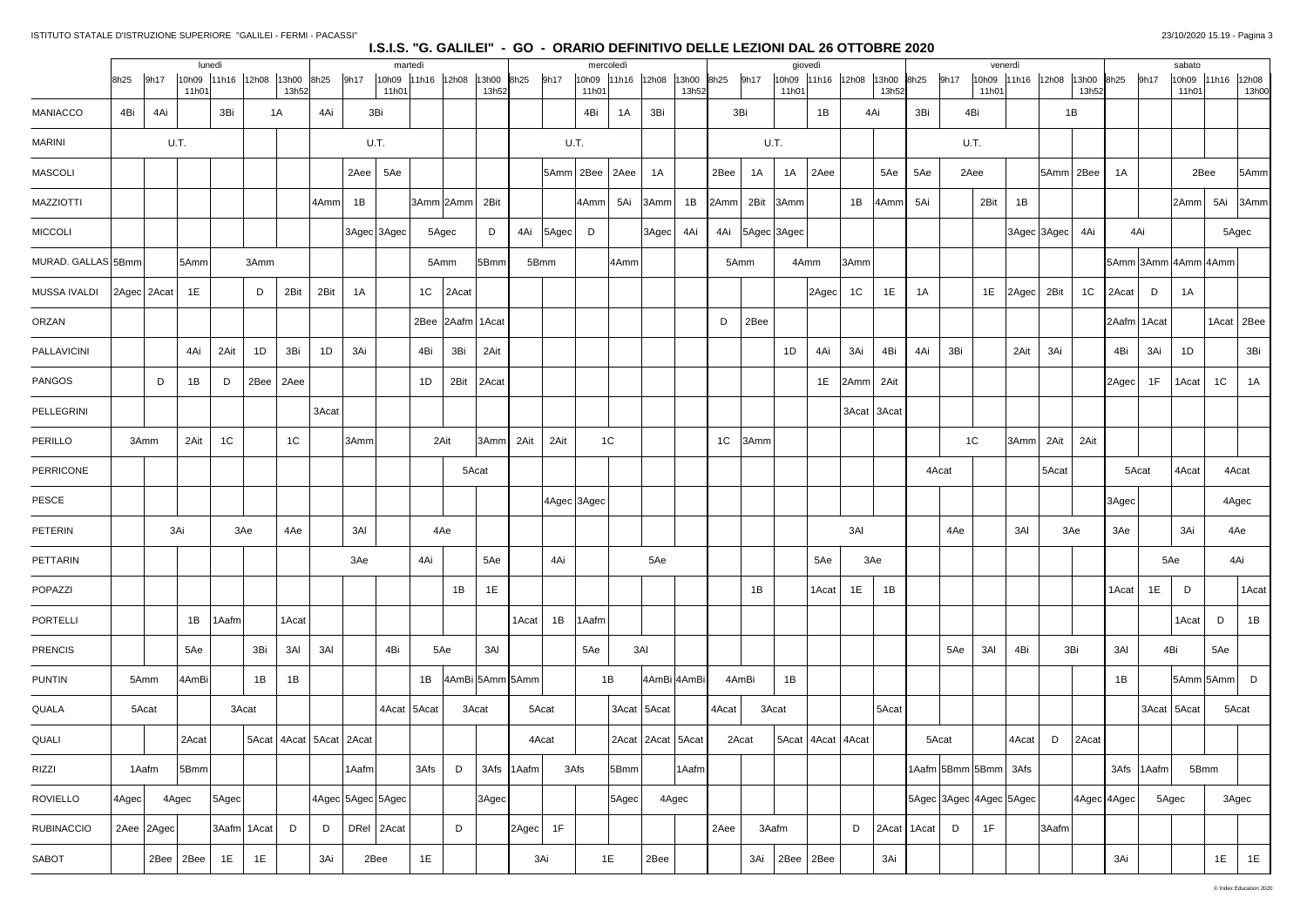# I.S.I.S. "G. GALILEI" - GO - ORARIO DEFINITIVO DELLE LEZIONI DAL 26 OTTOBRE 2020

| | lunedì | | | | | | martedì | | | | | | mercoledì | | | | | | giovedì | | | | | | venerdì | | | | | | sabato | | | | |
|---|---|---|---|---|---|---|---|---|---|---|---|---|---|---|---|---|---|---|---|---|---|---|---|---|---|---|---|---|---|---|---|---|---|---|---|
| | 8h25 | 9h17 | 10h09 11h01 | 11h16 | 12h08 | 13h00 13h52 | 8h25 | 9h17 | 10h09 11h01 | 11h16 | 12h08 | 13h00 13h52 | 8h25 | 9h17 | 10h09 11h01 | 11h16 | 12h08 | 13h00 13h52 | 8h25 | 9h17 | 10h09 11h01 | 11h16 | 12h08 | 13h00 13h52 | 8h25 | 9h17 | 10h09 11h01 | 11h16 | 12h08 | 13h00 13h52 | 8h25 | 9h17 | 10h09 11h01 | 11h16 | 12h08 13h00 |
| MANIACCO | 4Bi | 4Ai | | 3Bi | 1A | 1A | 4Ai | 3Bi | 3Bi | | | | | | 4Bi | 1A | 3Bi | | 3Bi | 3Bi | | 1B | 4Ai | 4Ai | 3Bi | 4Bi | 4Bi | | 1B | 1B | | | | | |
| MARINI | | U.T. | | | | | | | U.T. | | | | | | U.T. | | | | | | U.T. | | | | | | U.T. | | | | | | | | |
| MASCOLI | | | | | | | | 2Aee | 5Ae | | | | | 5Amm | 2Bee | 2Aee | 1A | | 2Bee | 1A | 1A | 2Aee | | 5Ae | 5Ae | 2Aee | 2Aee | | 5Amm | 2Bee | 1A | | 2Bee | 2Bee | 5Amm |
| MAZZIOTTI | | | | | | | 4Amm | 1B | | 3Amm | 2Amm | 2Bit | | | 4Amm | 5Ai | 3Amm | 1B | 2Amm | 2Bit | 3Amm | | 1B | 4Amm | 5Ai | | 2Bit | 1B | | | | | 2Amm | 5Ai | 3Amm |
| MICCOLI | | | | | | | | 3Agec | 3Agec | 5Agec | 5Agec | D | 4Ai | 5Agec | D | | 3Agec | 4Ai | 4Ai | 5Agec | 3Agec | | | | | | | 3Agec | 3Agec | 4Ai | 4Ai | 4Ai | | 5Agec | 5Agec |
| MURAD. GALLAS | 5Bmm | | 5Amm | 3Amm | 3Amm | | | | | 5Amm | 5Amm | 5Bmm | 5Bmm | 5Bmm | | 4Amm | | | 5Amm | 5Amm | 4Amm | 4Amm | 3Amm | | | | | | | | 5Amm | 3Amm | 4Amm | 4Amm | |
| MUSSA IVALDI | 2Agec | 2Acat | 1E | | D | 2Bit | 2Bit | 1A | | 1C | 2Acat | | | | | | | | | | | 2Agec | 1C | 1E | 1A | | 1E | 2Agec | 2Bit | 1C | 2Acat | D | 1A | | |
| ORZAN | | | | | | | | | | 2Bee | 2Aafm | 1Acat | | | | | | | D | 2Bee | | | | | | | | | | | 2Aafm | 1Acat | | 1Acat | 2Bee |
| PALLAVICINI | | | 4Ai | 2Ait | 1D | 3Bi | 1D | 3Ai | | 4Bi | 3Bi | 2Ait | | | | | | | | | 1D | 4Ai | 3Ai | 4Bi | 4Ai | 3Bi | | 2Ait | 3Ai | | 4Bi | 3Ai | 1D | | 3Bi |
| PANGOS | | D | 1B | D | 2Bee | 2Aee | | | | 1D | 2Bit | 2Acat | | | | | | | | | | 1E | 2Amm | 2Ait | | | | | | | 2Agec | 1F | 1Acat | 1C | 1A |
| PELLEGRINI | | | | | | | 3Acat | | | | | | | | | | | | | | | | 3Acat | 3Acat | | | | | | | | | | | |
| PERILLO | 3Amm | 3Amm | 2Ait | 1C | | 1C | | 3Amm | | 2Ait | 2Ait | 3Amm | 2Ait | 2Ait | 1C | 1C | | | 1C | 3Amm | | | | | | 1C | 1C | 3Amm | 2Ait | 2Ait | | | | | |
| PERRICONE | | | | | | | | | | | 5Acat | 5Acat | | | | | | | | | | | | | 4Acat | 4Acat | | | 5Acat | | 5Acat | 5Acat | 4Acat | 4Acat | 4Acat |
| PESCE | | | | | | | | | | | | | | 4Agec | 3Agec | | | | | | | | | | | | | | | | 3Agec | | | 4Agec | 4Agec |
| PETERIN | | 3Ai | 3Ai | 3Ae | 3Ae | 4Ae | | 3Al | | 4Ae | 4Ae | | | | | | | | | | | | 3Al | | | 4Ae | | 3Al | 3Ae | 3Ae | 3Ae | | 3Ai | 4Ae | 4Ae |
| PETTARIN | | | | | | | | 3Ae | | 4Ai | | 5Ae | | 4Ai | | | 5Ae | | | | | 5Ae | 3Ae | 3Ae | | | | | | | | 5Ae | 5Ae | 4Ai | 4Ai |
| POPAZZI | | | | | | | | | | | 1B | 1E | | | | | | | | 1B | | 1Acat | 1E | 1B | | | | | | | 1Acat | 1E | D | | 1Acat |
| PORTELLI | | | 1B | 1Aafm | | 1Acat | | | | | | | 1Acat | 1B | 1Aafm | | | | | | | | | | | | | | | | | | 1Acat | D | 1B |
| PRENCIS | | | 5Ae | | 3Bi | 3Al | 3Al | | 4Bi | 5Ae | 5Ae | 3Al | | | 5Ae | 3Al | 3Al | | | | | | | | | 5Ae | 3Al | 4Bi | 3Bi | 3Bi | 3Al | 4Bi | 4Bi | 5Ae | |
| PUNTIN | 5Amm | 5Amm | 4AmBi | | 1B | 1B | | | | 1B | 4AmBi | 5Amm | 5Amm | | 1B | 1B | 4AmBi | 4AmBi | 4AmBi | 4AmBi | 1B | | | | | | | | | | 1B | | 5Amm | 5Amm | D |
| QUALA | 5Acat | 5Acat | | 3Acat | 3Acat | | | | 4Acat | 5Acat | 3Acat | 3Acat | 5Acat | 5Acat | | 3Acat | 5Acat | | 4Acat | 3Acat | 3Acat | | | 5Acat | | | | | | | | 3Acat | 5Acat | 5Acat | 5Acat |
| QUALI | | | 2Acat | | 5Acat | 4Acat | 5Acat | 2Acat | | | | | 4Acat | 4Acat | | 2Acat | 2Acat | 5Acat | 2Acat | 2Acat | 5Acat | 4Acat | 4Acat | | 5Acat | 5Acat | | 4Acat | D | 2Acat | | | | | |
| RIZZI | 1Aafm | 1Aafm | 5Bmm | | | | | 1Aafm | | 3Afs | D | 3Afs | 1Aafm | 3Afs | 3Afs | 5Bmm | | 1Aafm | | | | | | | 1Aafm | 5Bmm | 5Bmm | 3Afs | | | 3Afs | 1Aafm | 5Bmm | 5Bmm | |
| ROVIELLO | 4Agec | 4Agec | 4Agec | 5Agec | | | 4Agec | 5Agec | 5Agec | | | 3Agec | | | | 5Agec | 4Agec | 4Agec | | | | | | | 5Agec | 3Agec | 4Agec | 5Agec | | 4Agec | 4Agec | 5Agec | 5Agec | 3Agec | 3Agec |
| RUBINACCIO | 2Aee | 2Agec | | 3Aafm | 1Acat | D | D | DRel | 2Acat | | D | | 2Agec | 1F | | | | | 2Aee | 3Aafm | 3Aafm | | D | 2Acat | 1Acat | D | 1F | | 3Aafm | | | | | | |
| SABOT | | 2Bee | 2Bee | 1E | 1E | | 3Ai | 2Bee | 2Bee | 1E | | | 3Ai | 3Ai | 1E | 1E | 2Bee | | | 3Ai | 2Bee | 2Bee | | 3Ai | | | | | | | 3Ai | | | 1E | 1E |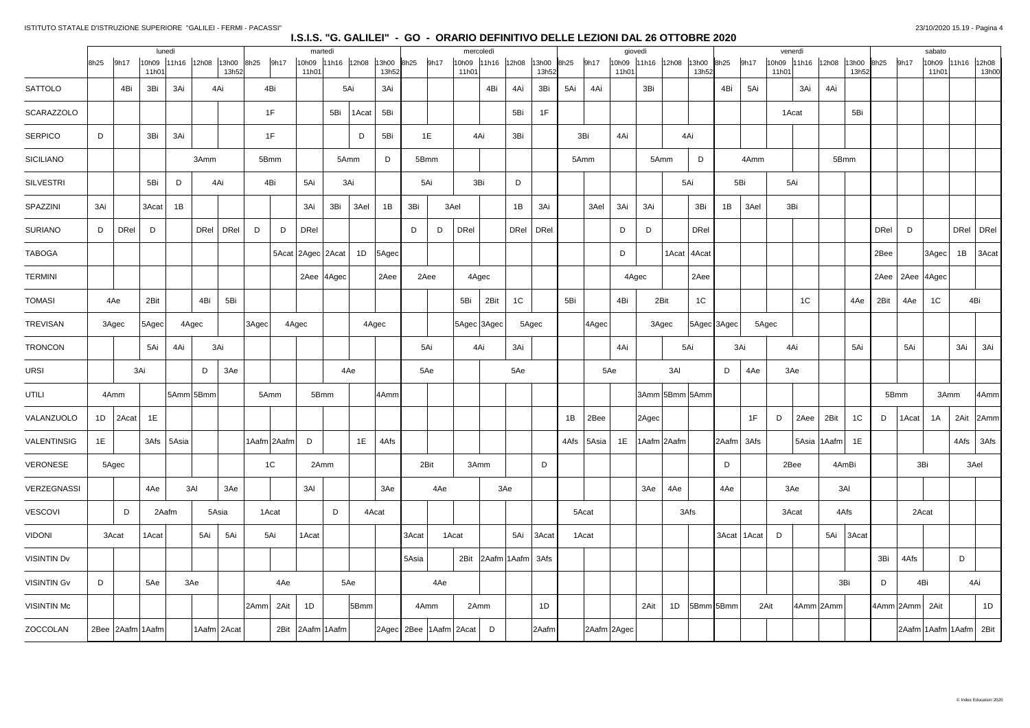# I.S.I.S. "G. GALILEI" - GO - ORARIO DEFINITIVO DELLE LEZIONI DAL 26 OTTOBRE 2020

| | lunedì | | | | | | martedì | | | | | | mercoledì | | | | | | giovedì | | | | | | venerdì | | | | | | sabato | | | | |
|---|---|---|---|---|---|---|---|---|---|---|---|---|---|---|---|---|---|---|---|---|---|---|---|---|---|---|---|---|---|---|---|---|---|---|---|
| | 8h25 | 9h17 | 10h09 11h01 | 11h16 | 12h08 | 13h00 13h52 | 8h25 | 9h17 | 10h09 11h01 | 11h16 | 12h08 | 13h00 13h52 | 8h25 | 9h17 | 10h09 11h01 | 11h16 | 12h08 | 13h00 13h52 | 8h25 | 9h17 | 10h09 11h01 | 11h16 | 12h08 | 13h00 13h52 | 8h25 | 9h17 | 10h09 11h01 | 11h16 | 12h08 | 13h00 13h52 | 8h25 | 9h17 | 10h09 11h01 | 11h16 | 12h08 13h00 |
| SATTOLO | | 4Bi | 3Bi | 3Ai | 4Ai | | 4Bi | | | | 5Ai | 3Ai | | | | 4Bi | 4Ai | 3Bi | 5Ai | 4Ai | | 3Bi | | | 4Bi | 5Ai | | 3Ai | 4Ai | | | | | | |
| SCARAZZOLO | | | | | | | 1F | | | 5Bi | 1Acat | 5Bi | | | | | 5Bi | 1F | | | | | | | | | 1Acat | | | 5Bi | | | | | |
| SERPICO | D | | 3Bi | 3Ai | | | 1F | | | | D | 5Bi | 1E | | | 4Ai | 3Bi | | | 3Bi | 4Ai | | 4Ai | | | | | | | | | | | | |
| SICILIANO | | | | 3Amm | | | 5Bmm | | | 5Amm | | D | 5Bmm | | | | | | 5Amm | | | 5Amm | | D | | 4Amm | | | 5Bmm | | | | | | |
| SILVESTRI | | | 5Bi | D | 4Ai | | 4Bi | | 5Ai | 3Ai | | | 5Ai | | 3Bi | | D | | | | | | 5Ai | | 5Bi | | 5Ai | | | | | | | | |
| SPAZZINI | 3Ai | | 3Acat | 1B | | | | | 3Ai | 3Bi | 3Ael | 1B | 3Bi | 3Ael | | | 1B | 3Ai | | 3Ael | 3Ai | 3Ai | | 3Bi | 1B | 3Ael | 3Bi | | | | | | | | |
| SURIANO | D | DRel | D | | DRel | DRel | D | D | DRel | | | | D | D | DRel | | DRel | DRel | | | D | D | | DRel | | | | | | | DRel | D | | DRel | DRel |
| TABOGA | | | | | | | | 5Acat | 2Agec | 2Acat | 1D | 5Agec | | | | | | | | | D | | 1Acat | 4Acat | | | | | | | 2Bee | | 3Agec | 1B | 3Acat |
| TERMINI | | | | | | | | | 2Aee | 4Agec | | 2Aee | 2Aee | | 4Agec | | | | | | 4Agec | | | 2Aee | | | | | | | 2Aee | 2Aee | 4Agec | | |
| TOMASI | 4Ae | | 2Bit | | 4Bi | 5Bi | | | | | | | | | 5Bi | 2Bit | 1C | | 5Bi | | 4Bi | 2Bit | | 1C | | | | 1C | | 4Ae | 2Bit | 4Ae | 1C | 4Bi | |
| TREVISAN | 3Agec | | 5Agec | 4Agec | | | 3Agec | 4Agec | | | 4Agec | | | | 5Agec | 3Agec | 5Agec | | | 4Agec | | 3Agec | | 5Agec | 3Agec | | 5Agec | | | | | | | | |
| TRONCON | | | 5Ai | 4Ai | 3Ai | | | | | | | | 5Ai | | 4Ai | | 3Ai | | | | 4Ai | | 5Ai | | 3Ai | | 4Ai | | | 5Ai | | 5Ai | | 3Ai | 3Ai |
| URSI | | 3Ai | | | D | 3Ae | | | | 4Ae | | | 5Ae | | | | 5Ae | | | 5Ae | | | 3Al | | D | 4Ae | 3Ae | | | | | | | | |
| UTILI | 4Amm | | | 5Amm | 5Bmm | | 5Amm | | 5Bmm | | | 4Amm | | | | | | | | | | 3Amm | 5Bmm | 5Amm | | | | | | | 5Bmm | | 3Amm | | 4Amm |
| VALANZUOLO | 1D | 2Acat | 1E | | | | | | | | | | | | | | | | 1B | 2Bee | | 2Agec | | | | 1F | D | 2Aee | 2Bit | 1C | D | 1Acat | 1A | 2Ait | 2Amm |
| VALENTINSIG | 1E | | 3Afs | 5Asia | | | 1Aafm | 2Aafm | D | | 1E | 4Afs | | | | | | | 4Afs | 5Asia | 1E | 1Aafm | 2Aafm | | 2Aafm | 3Afs | | 5Asia | 1Aafm | 1E | | | | 4Afs | 3Afs |
| VERONESE | 5Agec | | | | | | 1C | | 2Amm | | | | 2Bit | | 3Amm | | | D | | | | | | | D | | 2Bee | | 4AmBi | | | 3Bi | | 3Ael | |
| VERZEGNASSI | | | 4Ae | 3Al | | 3Ae | | | 3Al | | | 3Ae | | 4Ae | | 3Ae | | | | | | 3Ae | 4Ae | | 4Ae | | 3Ae | | 3Al | | | | | | |
| VESCOVI | | D | 2Aafm | | 5Asia | | 1Acat | | | D | 4Acat | | | | | | | | 5Acat | | | | 3Afs | | | | 3Acat | | 4Afs | | | 2Acat | | | |
| VIDONI | 3Acat | | 1Acat | | 5Ai | 5Ai | 5Ai | | 1Acat | | | | 3Acat | 1Acat | | | 5Ai | 3Acat | 1Acat | | | | | | 3Acat | 1Acat | D | | 5Ai | 3Acat | | | | | |
| VISINTIN Dv | | | | | | | | | | | | | 5Asia | | 2Bit | 2Aafm | 1Aafm | 3Afs | | | | | | | | | | | | | 3Bi | 4Afs | | D | |
| VISINTIN Gv | D | | 5Ae | 3Ae | | | | 4Ae | | 5Ae | | | 4Ae | | | | | | | | | | | | | | | | 3Bi | | D | 4Bi | | 4Ai | |
| VISINTIN Mc | | | | | | | 2Amm | 2Ait | 1D | | 5Bmm | | 4Amm | | 2Amm | | | 1D | | | | 2Ait | 1D | 5Bmm | 5Bmm | | 2Ait | 4Amm | 2Amm | | 4Amm | 2Amm | 2Ait | | 1D |
| ZOCCOLAN | 2Bee | 2Aafm | 1Aafm | | 1Aafm | 2Acat | | 2Bit | 2Aafm | 1Aafm | | 2Agec | 2Bee | 1Aafm | 2Acat | D | | 2Aafm | | 2Aafm | 2Agec | | | | | | | | | | | 2Aafm | 1Aafm | 1Aafm | 2Bit |